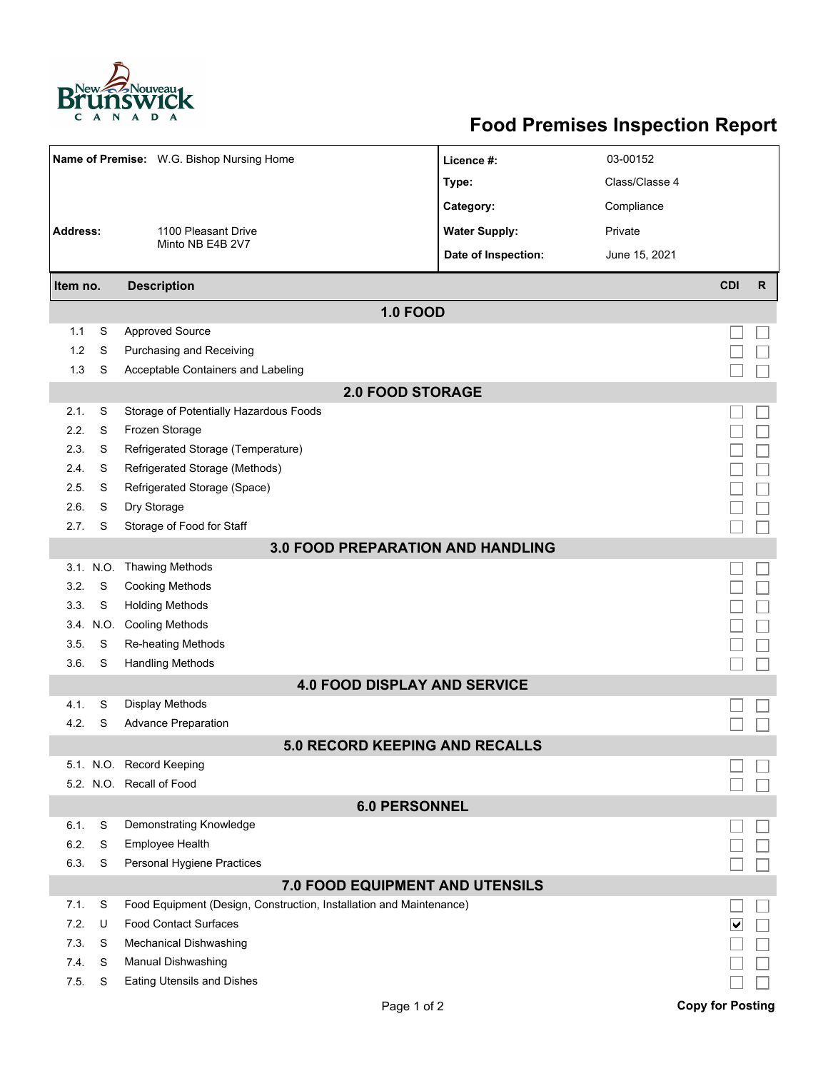# Food Premises Inspection Report

| | | | |
|---|---|---|---|
| **Name of Premise:** | W.G. Bishop Nursing Home | **Licence #:** | 03-00152 |
| | | **Type:** | Class/Classe 4 |
| | | **Category:** | Compliance |
| **Address:** | 1100 Pleasant Drive<br>Minto NB E4B 2V7 | **Water Supply:** | Private |
| | | **Date of Inspection:** | June 15, 2021 |

| Item no. | | Description | CDI | R |
|---|---|---|---|---|
| **1.0 FOOD** | | | | |
| 1.1 | S | Approved Source | ☐ | ☐ |
| 1.2 | S | Purchasing and Receiving | ☐ | ☐ |
| 1.3 | S | Acceptable Containers and Labeling | ☐ | ☐ |
| **2.0 FOOD STORAGE** | | | | |
| 2.1. | S | Storage of Potentially Hazardous Foods | ☐ | ☐ |
| 2.2. | S | Frozen Storage | ☐ | ☐ |
| 2.3. | S | Refrigerated Storage (Temperature) | ☐ | ☐ |
| 2.4. | S | Refrigerated Storage (Methods) | ☐ | ☐ |
| 2.5. | S | Refrigerated Storage (Space) | ☐ | ☐ |
| 2.6. | S | Dry Storage | ☐ | ☐ |
| 2.7. | S | Storage of Food for Staff | ☐ | ☐ |
| **3.0 FOOD PREPARATION AND HANDLING** | | | | |
| 3.1. | N.O. | Thawing Methods | ☐ | ☐ |
| 3.2. | S | Cooking Methods | ☐ | ☐ |
| 3.3. | S | Holding Methods | ☐ | ☐ |
| 3.4. | N.O. | Cooling Methods | ☐ | ☐ |
| 3.5. | S | Re-heating Methods | ☐ | ☐ |
| 3.6. | S | Handling Methods | ☐ | ☐ |
| **4.0 FOOD DISPLAY AND SERVICE** | | | | |
| 4.1. | S | Display Methods | ☐ | ☐ |
| 4.2. | S | Advance Preparation | ☐ | ☐ |
| **5.0 RECORD KEEPING AND RECALLS** | | | | |
| 5.1. | N.O. | Record Keeping | ☐ | ☐ |
| 5.2. | N.O. | Recall of Food | ☐ | ☐ |
| **6.0 PERSONNEL** | | | | |
| 6.1. | S | Demonstrating Knowledge | ☐ | ☐ |
| 6.2. | S | Employee Health | ☐ | ☐ |
| 6.3. | S | Personal Hygiene Practices | ☐ | ☐ |
| **7.0 FOOD EQUIPMENT AND UTENSILS** | | | | |
| 7.1. | S | Food Equipment (Design, Construction, Installation and Maintenance) | ☐ | ☐ |
| 7.2. | U | Food Contact Surfaces | ☑ | ☐ |
| 7.3. | S | Mechanical Dishwashing | ☐ | ☐ |
| 7.4. | S | Manual Dishwashing | ☐ | ☐ |
| 7.5. | S | Eating Utensils and Dishes | ☐ | ☐ |

**Copy for Posting**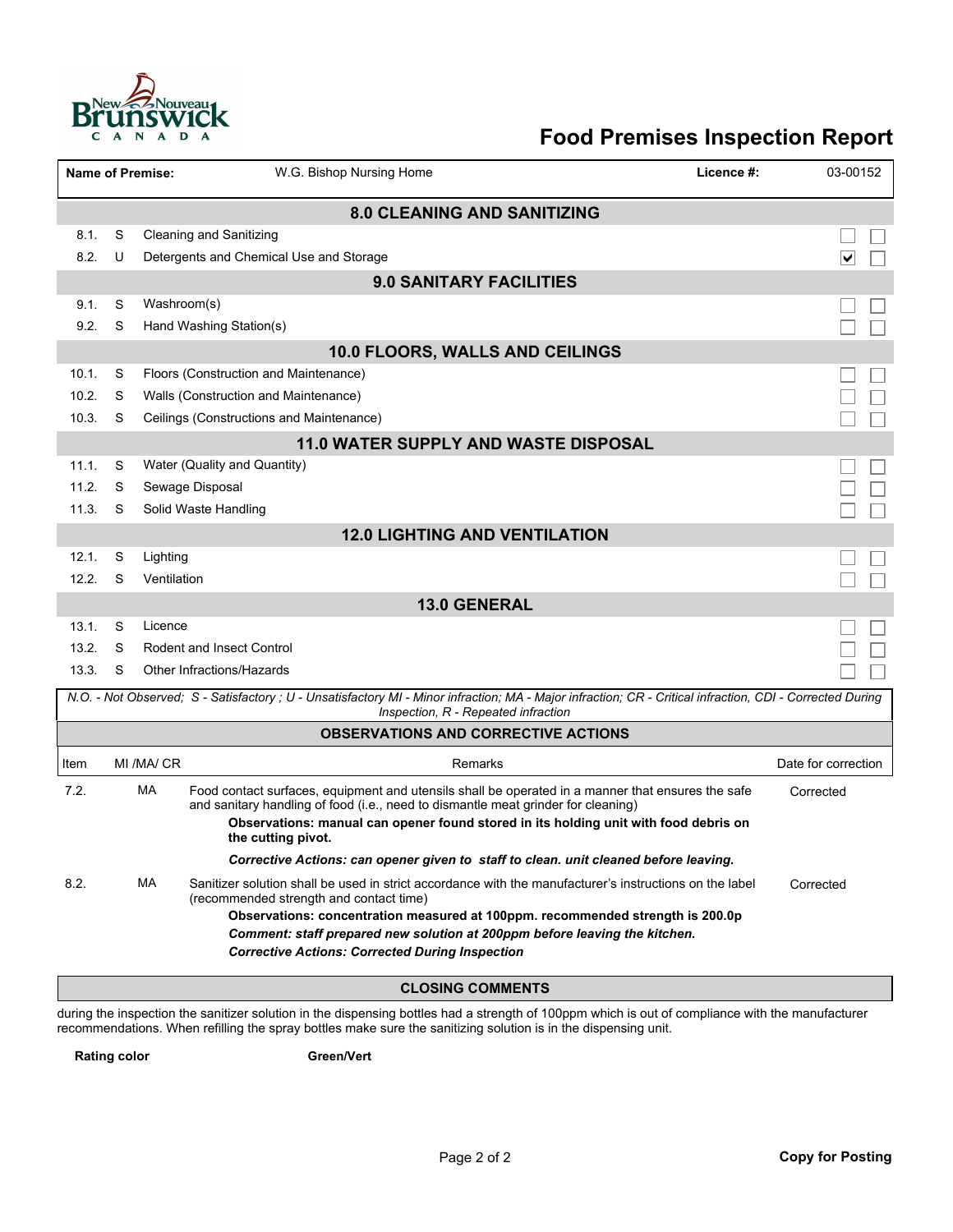# Food Premises Inspection Report

| **Name of Premise:** | W.G. Bishop Nursing Home | **Licence #:** | 03-00152 |
|---|---|---|---|

| | | | | |
|---|---|---|---|---|
| **8.0 CLEANING AND SANITIZING** | | | | |
| 8.1. | S | Cleaning and Sanitizing | ☐ | ☐ |
| 8.2. | U | Detergents and Chemical Use and Storage | ☑ | ☐ |
| **9.0 SANITARY FACILITIES** | | | | |
| 9.1. | S | Washroom(s) | ☐ | ☐ |
| 9.2. | S | Hand Washing Station(s) | ☐ | ☐ |
| **10.0 FLOORS, WALLS AND CEILINGS** | | | | |
| 10.1. | S | Floors (Construction and Maintenance) | ☐ | ☐ |
| 10.2. | S | Walls (Construction and Maintenance) | ☐ | ☐ |
| 10.3. | S | Ceilings (Constructions and Maintenance) | ☐ | ☐ |
| **11.0 WATER SUPPLY AND WASTE DISPOSAL** | | | | |
| 11.1. | S | Water (Quality and Quantity) | ☐ | ☐ |
| 11.2. | S | Sewage Disposal | ☐ | ☐ |
| 11.3. | S | Solid Waste Handling | ☐ | ☐ |
| **12.0 LIGHTING AND VENTILATION** | | | | |
| 12.1. | S | Lighting | ☐ | ☐ |
| 12.2. | S | Ventilation | ☐ | ☐ |
| **13.0 GENERAL** | | | | |
| 13.1. | S | Licence | ☐ | ☐ |
| 13.2. | S | Rodent and Insect Control | ☐ | ☐ |
| 13.3. | S | Other Infractions/Hazards | ☐ | ☐ |

*N.O. - Not Observed; S - Satisfactory ; U - Unsatisfactory MI - Minor infraction; MA - Major infraction; CR - Critical infraction, CDI - Corrected During Inspection, R - Repeated infraction*

## OBSERVATIONS AND CORRECTIVE ACTIONS

| Item | MI /MA/ CR | Remarks | Date for correction |
|---|---|---|---|
| 7.2. | MA | Food contact surfaces, equipment and utensils shall be operated in a manner that ensures the safe and sanitary handling of food (i.e., need to dismantle meat grinder for cleaning)<br>**Observations: manual can opener found stored in its holding unit with food debris on the cutting pivot.**<br>***Corrective Actions: can opener given to staff to clean. unit cleaned before leaving.*** | Corrected |
| 8.2. | MA | Sanitizer solution shall be used in strict accordance with the manufacturer's instructions on the label (recommended strength and contact time)<br>**Observations: concentration measured at 100ppm. recommended strength is 200.0p**<br>***Comment: staff prepared new solution at 200ppm before leaving the kitchen.***<br>***Corrective Actions: Corrected During Inspection*** | Corrected |

## CLOSING COMMENTS

during the inspection the sanitizer solution in the dispensing bottles had a strength of 100ppm which is out of compliance with the manufacturer recommendations. When refilling the spray bottles make sure the sanitizing solution is in the dispensing unit.

**Rating color** **Green/Vert**

**Copy for Posting**